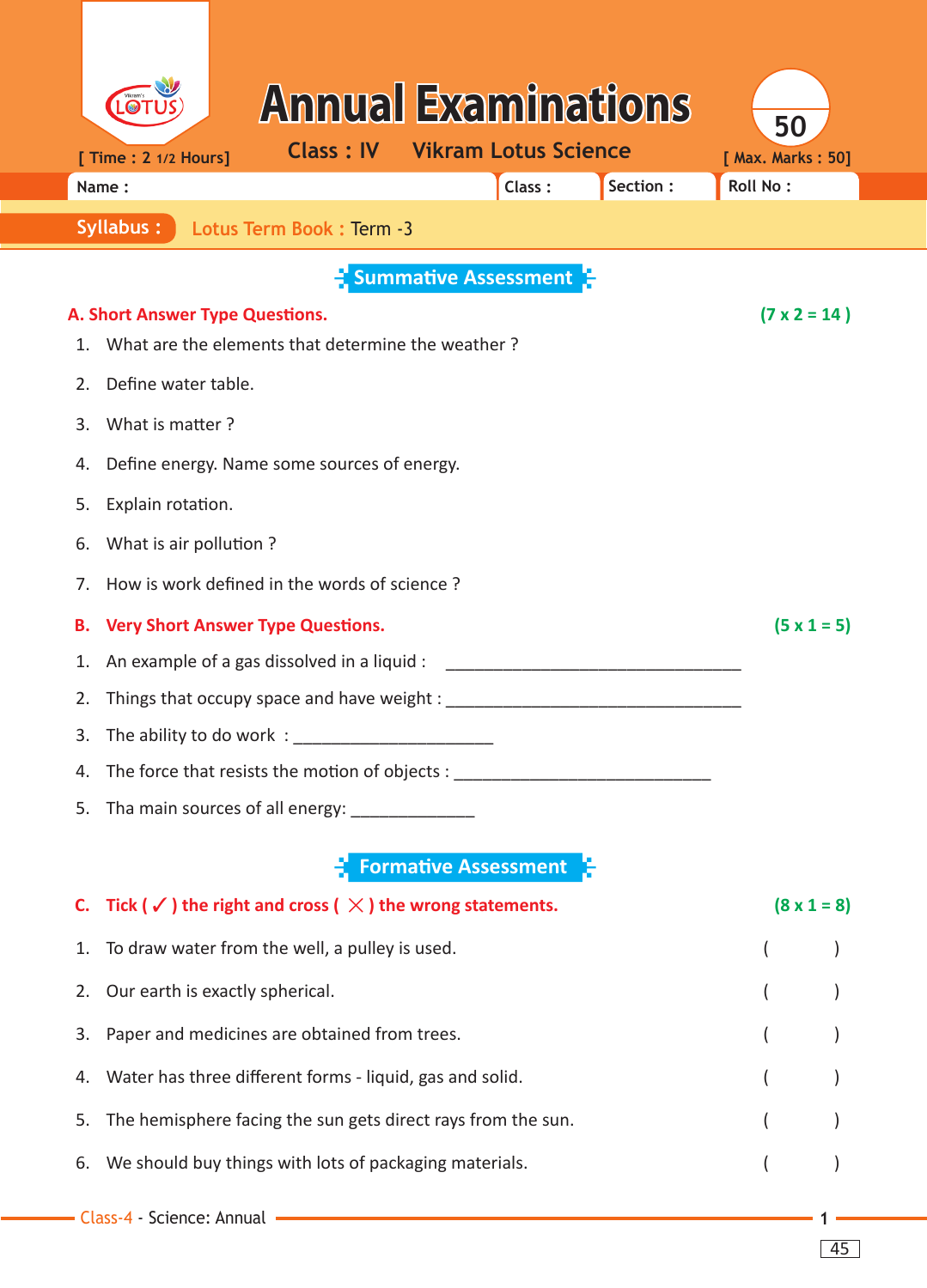# Annual Examinations

**[ Time : 2 1/2 Hours]** **Class : IV** **Vikram Lotus Science** **[ Max. Marks : 50]**

| Name : | Class : | Section : | Roll No : |
|---|---|---|---|

**Syllabus :** Lotus Term Book : Term -3

## Summative Assessment

**A. Short Answer Type Questions.** **(7 x 2 = 14 )**

1. What are the elements that determine the weather ?
2. Define water table.
3. What is matter ?
4. Define energy. Name some sources of energy.
5. Explain rotation.
6. What is air pollution ?
7. How is work defined in the words of science ?

**B. Very Short Answer Type Questions.** **(5 x 1 = 5)**

1. An example of a gas dissolved in a liquid : ________________________________
2. Things that occupy space and have weight : ________________________________
3. The ability to do work : ______________________
4. The force that resists the motion of objects : ____________________________
5. Tha main sources of all energy: ______________

## Formative Assessment

**C. Tick ( ✓ ) the right and cross ( ✗ ) the wrong statements.** **(8 x 1 = 8)**

1. To draw water from the well, a pulley is used. (   )
2. Our earth is exactly spherical. (   )
3. Paper and medicines are obtained from trees. (   )
4. Water has three different forms - liquid, gas and solid. (   )
5. The hemisphere facing the sun gets direct rays from the sun. (   )
6. We should buy things with lots of packaging materials. (   )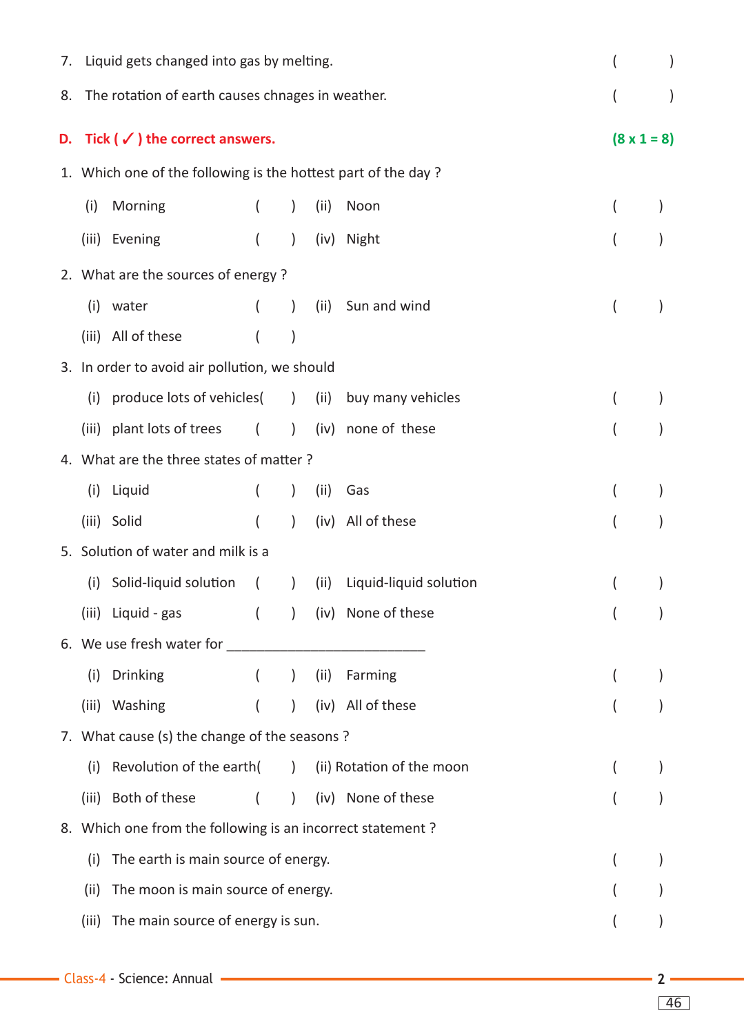7. Liquid gets changed into gas by melting. ( )

8. The rotation of earth causes chnages in weather. ( )

**D. Tick ( ✓ ) the correct answers.** **(8 x 1 = 8)**

1. Which one of the following is the hottest part of the day ?

   (i) Morning ( ) (ii) Noon ( )

   (iii) Evening ( ) (iv) Night ( )

2. What are the sources of energy ?

   (i) water ( ) (ii) Sun and wind ( )

   (iii) All of these ( )

3. In order to avoid air pollution, we should

   (i) produce lots of vehicles( ) (ii) buy many vehicles ( )

   (iii) plant lots of trees ( ) (iv) none of these ( )

4. What are the three states of matter ?

   (i) Liquid ( ) (ii) Gas ( )

   (iii) Solid ( ) (iv) All of these ( )

5. Solution of water and milk is a

   (i) Solid-liquid solution ( ) (ii) Liquid-liquid solution ( )

   (iii) Liquid - gas ( ) (iv) None of these ( )

6. We use fresh water for ___________________________

   (i) Drinking ( ) (ii) Farming ( )

   (iii) Washing ( ) (iv) All of these ( )

7. What cause (s) the change of the seasons ?

   (i) Revolution of the earth( ) (ii) Rotation of the moon ( )

   (iii) Both of these ( ) (iv) None of these ( )

8. Which one from the following is an incorrect statement ?

   (i) The earth is main source of energy. ( )

   (ii) The moon is main source of energy. ( )

   (iii) The main source of energy is sun. ( )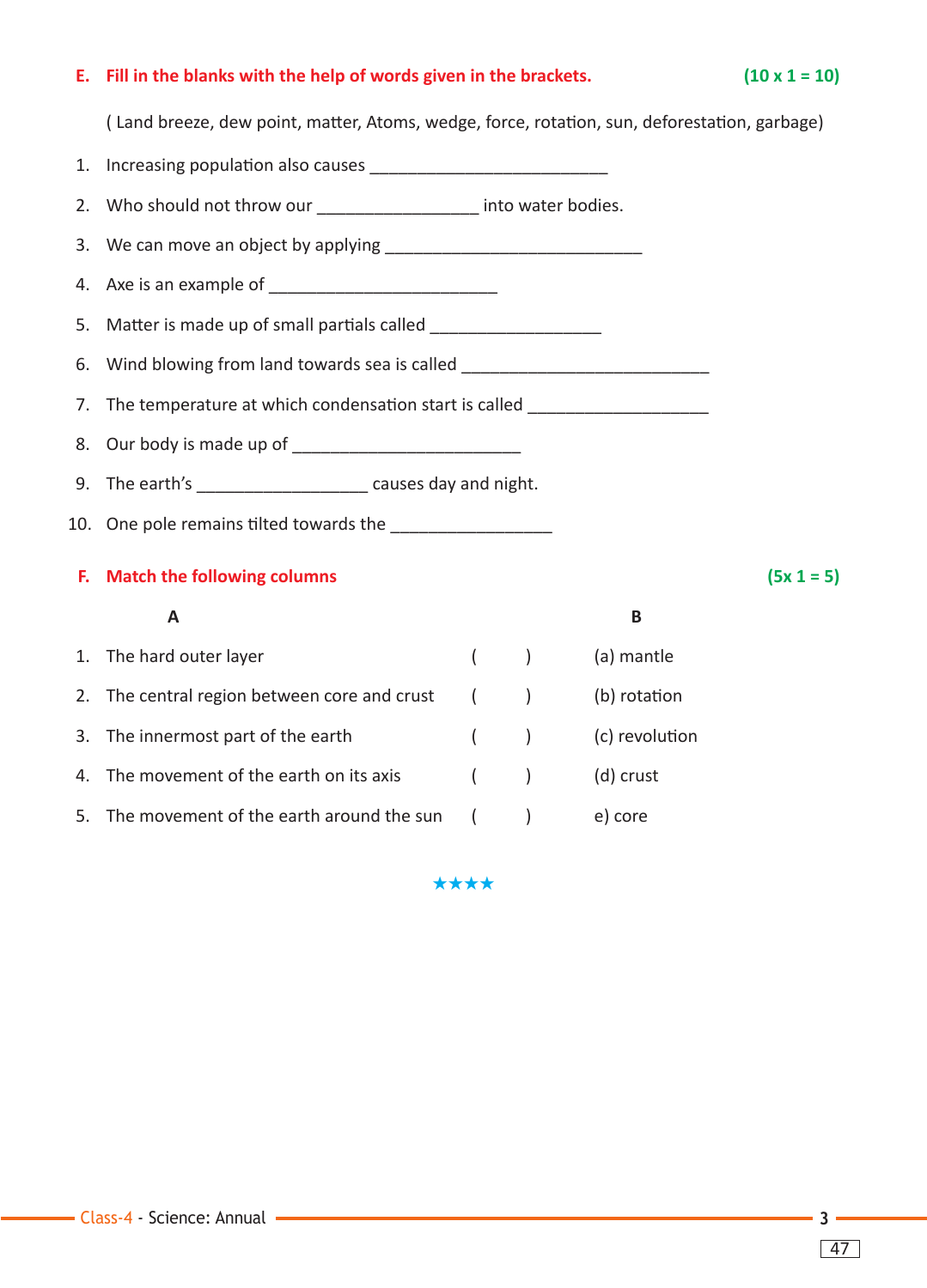**E. Fill in the blanks with the help of words given in the brackets.** **(10 x 1 = 10)**

( Land breeze, dew point, matter, Atoms, wedge, force, rotation, sun, deforestation, garbage)

1. Increasing population also causes ___________________________
2. Who should not throw our _________________ into water bodies.
3. We can move an object by applying ____________________________
4. Axe is an example of _________________________
5. Matter is made up of small partials called __________________
6. Wind blowing from land towards sea is called ___________________________
7. The temperature at which condensation start is called ___________________
8. Our body is made up of _________________________
9. The earth's __________________ causes day and night.
10. One pole remains tilted towards the _________________

**F. Match the following columns** **(5x 1 = 5)**

| A | | B |
|---|---|---|
| 1. The hard outer layer | ( ) | (a) mantle |
| 2. The central region between core and crust | ( ) | (b) rotation |
| 3. The innermost part of the earth | ( ) | (c) revolution |
| 4. The movement of the earth on its axis | ( ) | (d) crust |
| 5. The movement of the earth around the sun | ( ) | e) core |

★★★★